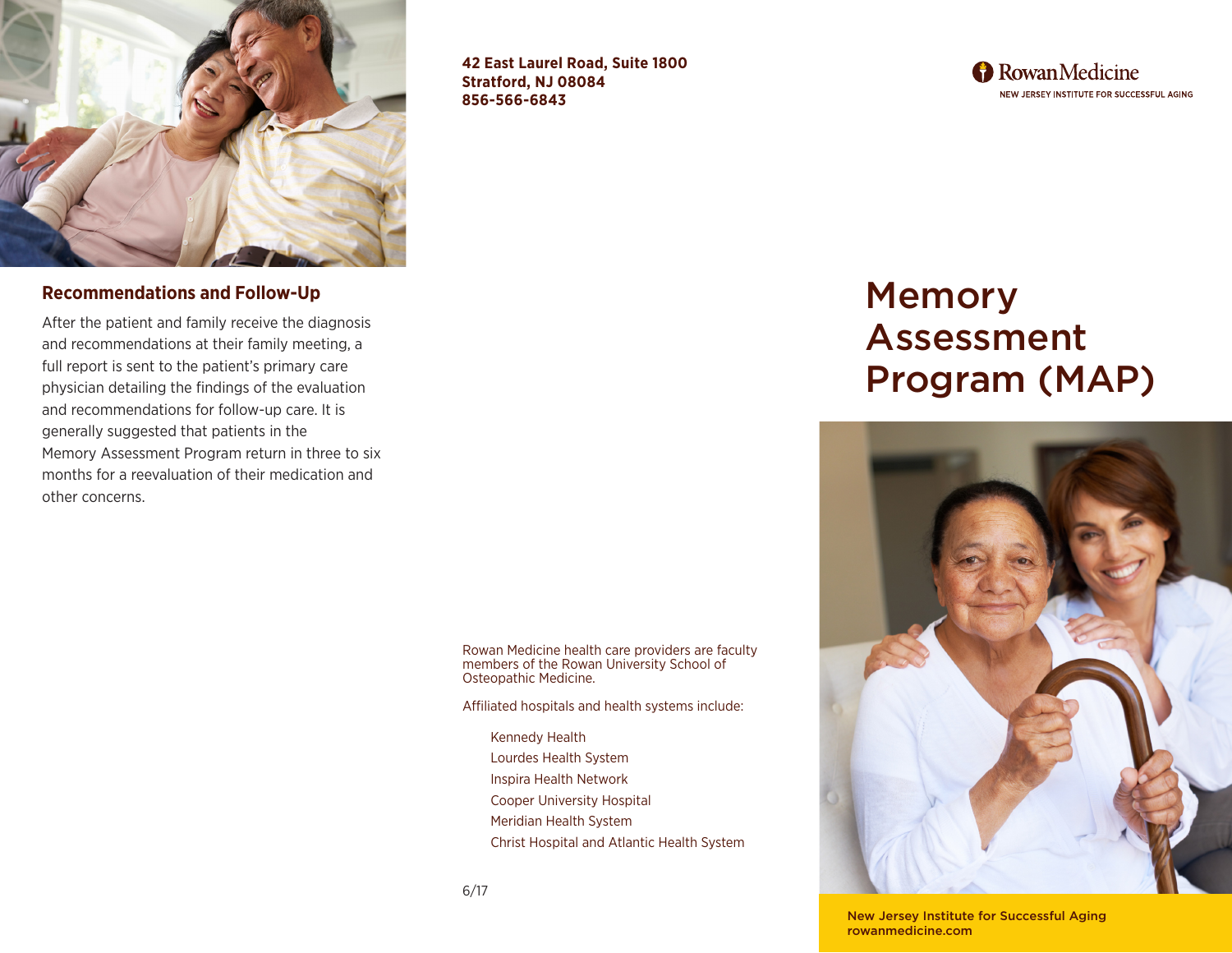## Recommendations and Follow-Up

After the patient and family receive the diagnosis and recommendations at their family meeting, a full report is sent to the patient's primary care physician detailing the findings of the evaluation and recommendations for follow-up care. It is generally suggested that patients in the Memory Assessment Program return in three to six months for a reevaluation of their medication and other concerns.

**42 East Laurel Road, Suite 1800**
**Stratford, NJ 08084**
**856-566-6843**

Rowan Medicine health care providers are faculty members of the Rowan University School of Osteopathic Medicine.

Affiliated hospitals and health systems include:

- Kennedy Health
- Lourdes Health System
- Inspira Health Network
- Cooper University Hospital
- Meridian Health System
- Christ Hospital and Atlantic Health System

6/17

RowanMedicine
NEW JERSEY INSTITUTE FOR SUCCESSFUL AGING

# Memory Assessment Program (MAP)

New Jersey Institute for Successful Aging
rowanmedicine.com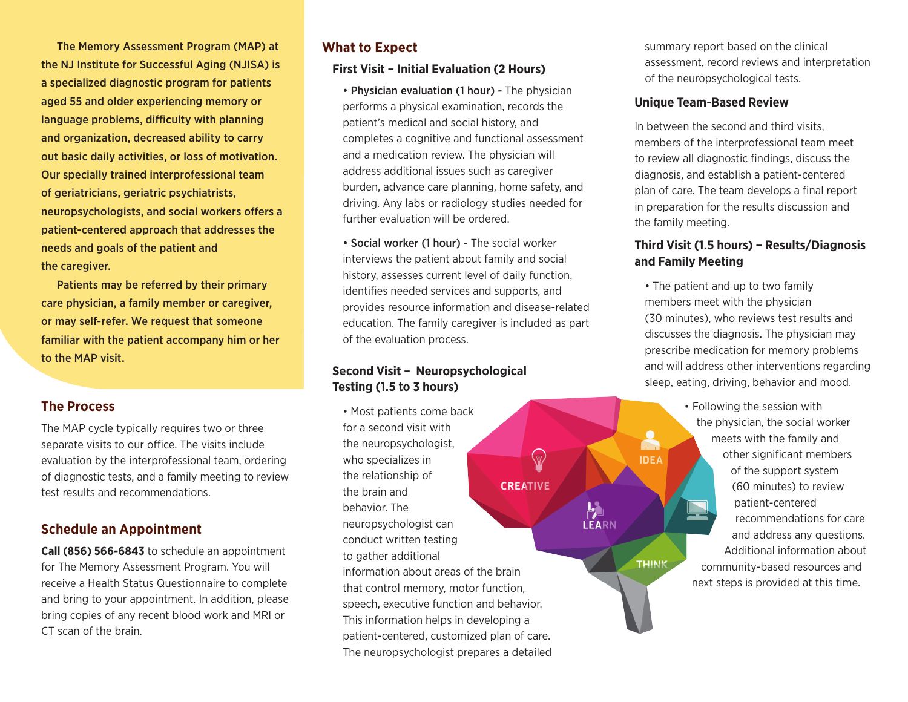The Memory Assessment Program (MAP) at the NJ Institute for Successful Aging (NJISA) is a specialized diagnostic program for patients aged 55 and older experiencing memory or language problems, difficulty with planning and organization, decreased ability to carry out basic daily activities, or loss of motivation. Our specially trained interprofessional team of geriatricians, geriatric psychiatrists, neuropsychologists, and social workers offers a patient-centered approach that addresses the needs and goals of the patient and the caregiver.

Patients may be referred by their primary care physician, a family member or caregiver, or may self-refer. We request that someone familiar with the patient accompany him or her to the MAP visit.

## The Process

The MAP cycle typically requires two or three separate visits to our office. The visits include evaluation by the interprofessional team, ordering of diagnostic tests, and a family meeting to review test results and recommendations.

## Schedule an Appointment

**Call (856) 566-6843** to schedule an appointment for The Memory Assessment Program. You will receive a Health Status Questionnaire to complete and bring to your appointment. In addition, please bring copies of any recent blood work and MRI or CT scan of the brain.

## What to Expect

### First Visit – Initial Evaluation (2 Hours)

- **Physician evaluation (1 hour) -** The physician performs a physical examination, records the patient's medical and social history, and completes a cognitive and functional assessment and a medication review. The physician will address additional issues such as caregiver burden, advance care planning, home safety, and driving. Any labs or radiology studies needed for further evaluation will be ordered.

- **Social worker (1 hour) -** The social worker interviews the patient about family and social history, assesses current level of daily function, identifies needed services and supports, and provides resource information and disease-related education. The family caregiver is included as part of the evaluation process.

### Second Visit – Neuropsychological Testing (1.5 to 3 hours)

- Most patients come back for a second visit with the neuropsychologist, who specializes in the relationship of the brain and behavior. The neuropsychologist can conduct written testing to gather additional information about areas of the brain that control memory, motor function, speech, executive function and behavior. This information helps in developing a patient-centered, customized plan of care. The neuropsychologist prepares a detailed summary report based on the clinical assessment, record reviews and interpretation of the neuropsychological tests.

### Unique Team-Based Review

In between the second and third visits, members of the interprofessional team meet to review all diagnostic findings, discuss the diagnosis, and establish a patient-centered plan of care. The team develops a final report in preparation for the results discussion and the family meeting.

### Third Visit (1.5 hours) – Results/Diagnosis and Family Meeting

- The patient and up to two family members meet with the physician (30 minutes), who reviews test results and discusses the diagnosis. The physician may prescribe medication for memory problems and will address other interventions regarding sleep, eating, driving, behavior and mood.

- Following the session with the physician, the social worker meets with the family and other significant members of the support system (60 minutes) to review patient-centered recommendations for care and address any questions. Additional information about community-based resources and next steps is provided at this time.

CREATIVE

IDEA

LEARN

THINK